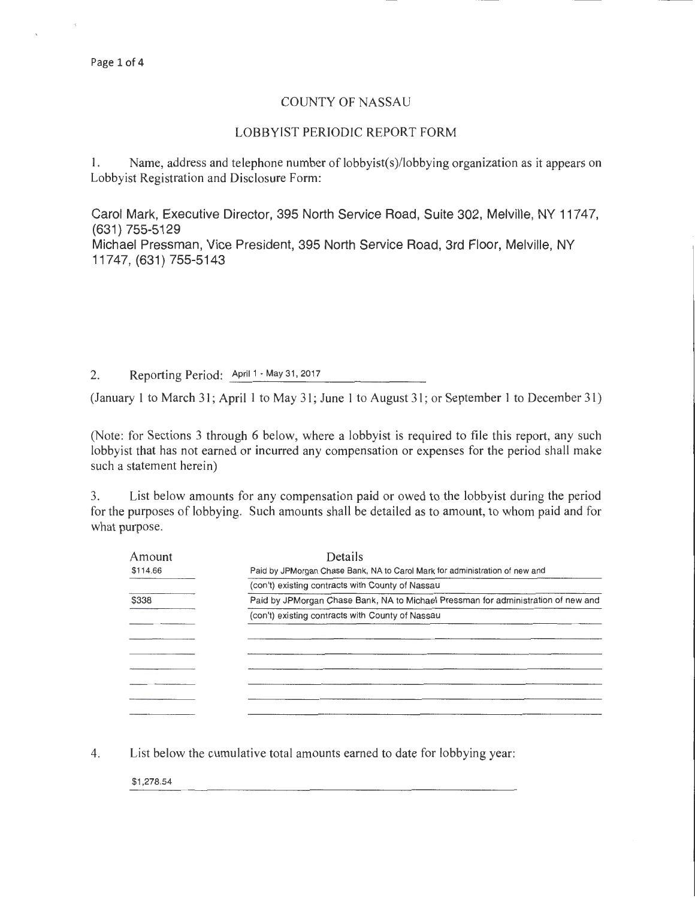# COUNTY OF NASSAU

## LOBBYIST PERIODIC REPORT FORM

1. Name, address and telephone number of lobbyist(s)/lobbying organization as it appears on Lobbyist Registration and Disclosure Form:

Carol Mark, Executive Director, 395 North Service Road, Suite 302, Melville, NY 11747, (631) 755-5129
Michael Pressman, Vice President, 395 North Service Road, 3rd Floor, Melville, NY 11747, (631) 755-5143

2. Reporting Period: April 1 - May 31, 2017

(January 1 to March 31; April 1 to May 31; June 1 to August 31; or September 1 to December 31)

(Note: for Sections 3 through 6 below, where a lobbyist is required to file this report, any such lobbyist that has not earned or incurred any compensation or expenses for the period shall make such a statement herein)

3. List below amounts for any compensation paid or owed to the lobbyist during the period for the purposes of lobbying. Such amounts shall be detailed as to amount, to whom paid and for what purpose.

| Amount | Details |
|---|---|
| $114.66 | Paid by JPMorgan Chase Bank, NA to Carol Mark for administration of new and |
| | (con't) existing contracts with County of Nassau |
| $338 | Paid by JPMorgan Chase Bank, NA to Michael Pressman for administration of new and |
| | (con't) existing contracts with County of Nassau |

4. List below the cumulative total amounts earned to date for lobbying year:

$1,278.54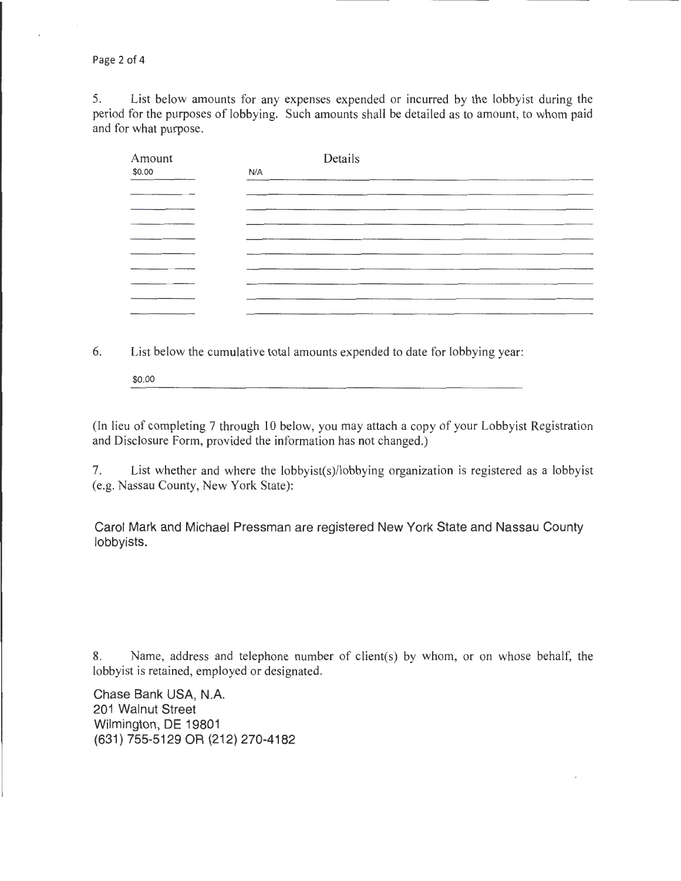5. List below amounts for any expenses expended or incurred by the lobbyist during the period for the purposes of lobbying. Such amounts shall be detailed as to amount, to whom paid and for what purpose.

| Amount | Details |
|---|---|
| $0.00 | N/A |

6. List below the cumulative total amounts expended to date for lobbying year:

$0.00

(In lieu of completing 7 through 10 below, you may attach a copy of your Lobbyist Registration and Disclosure Form, provided the information has not changed.)

7. List whether and where the lobbyist(s)/lobbying organization is registered as a lobbyist (e.g. Nassau County, New York State):

Carol Mark and Michael Pressman are registered New York State and Nassau County lobbyists.

8. Name, address and telephone number of client(s) by whom, or on whose behalf, the lobbyist is retained, employed or designated.

Chase Bank USA, N.A.
201 Walnut Street
Wilmington, DE 19801
(631) 755-5129 OR (212) 270-4182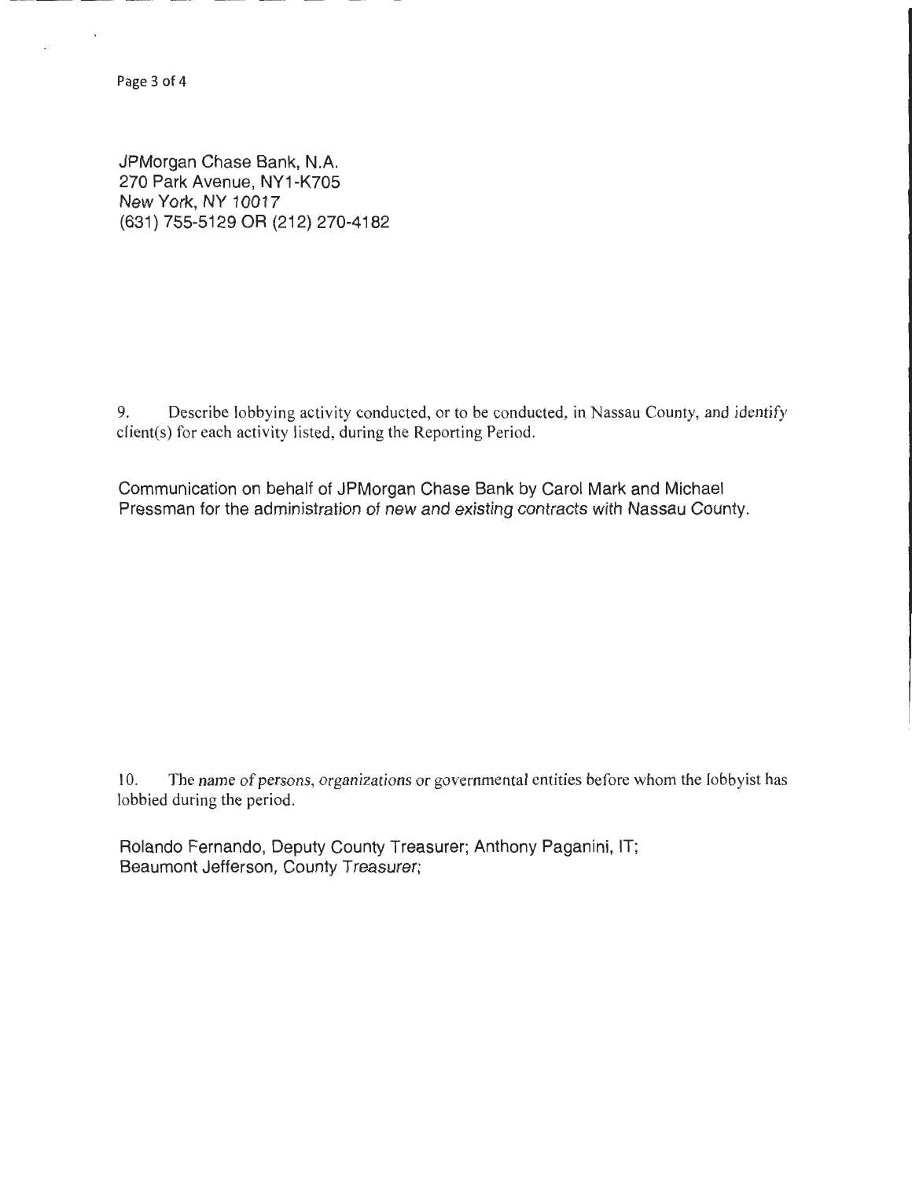JPMorgan Chase Bank, N.A.
270 Park Avenue, NY1-K705
New York, NY 10017
(631) 755-5129 OR (212) 270-4182

9. Describe lobbying activity conducted, or to be conducted, in Nassau County, and identify client(s) for each activity listed, during the Reporting Period.

Communication on behalf of JPMorgan Chase Bank by Carol Mark and Michael Pressman for the administration of new and existing contracts with Nassau County.

10. The name of persons, organizations or governmental entities before whom the lobbyist has lobbied during the period.

Rolando Fernando, Deputy County Treasurer; Anthony Paganini, IT;
Beaumont Jefferson, County Treasurer;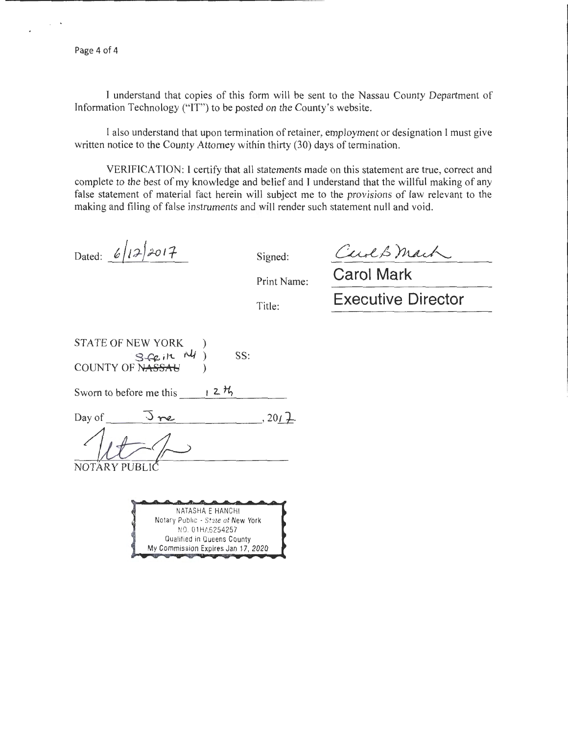I understand that copies of this form will be sent to the Nassau County Department of Information Technology ("IT") to be posted on the County's website.

I also understand that upon termination of retainer, employment or designation I must give written notice to the County Attorney within thirty (30) days of termination.

VERIFICATION: I certify that all statements made on this statement are true, correct and complete to the best of my knowledge and belief and I understand that the willful making of any false statement of material fact herein will subject me to the provisions of law relevant to the making and filing of false instruments and will render such statement null and void.

Dated: 6/12/2017

Signed: Carol B Mark

Print Name: **Carol Mark**

Title: **Executive Director**

STATE OF NEW YORK )
Suffolk NY ) SS:
COUNTY OF ~~NASSAU~~ )

Sworn to before me this 12th

Day of June, 2017

NOTARY PUBLIC

NATASHA E HANCHI
Notary Public - State of New York
NO. 01HA6254257
Qualified in Queens County
My Commission Expires Jan 17, 2020